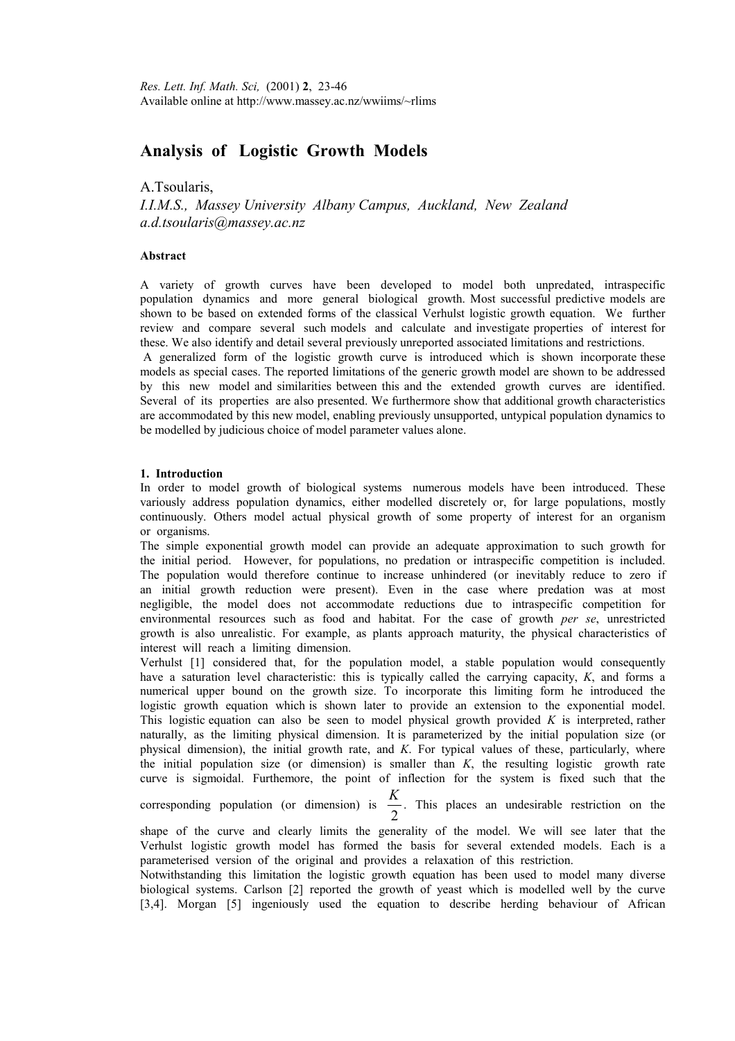*Res. Lett. Inf. Math. Sci,* (2001) **2**, 23-46
Available online at http://www.massey.ac.nz/wwiims/~rlims

# Analysis of Logistic Growth Models

A.Tsoularis,
*I.I.M.S., Massey University Albany Campus, Auckland, New Zealand*
*a.d.tsoularis@massey.ac.nz*

**Abstract**

A variety of growth curves have been developed to model both unpredated, intraspecific population dynamics and more general biological growth. Most successful predictive models are shown to be based on extended forms of the classical Verhulst logistic growth equation. We further review and compare several such models and calculate and investigate properties of interest for these. We also identify and detail several previously unreported associated limitations and restrictions.

A generalized form of the logistic growth curve is introduced which is shown incorporate these models as special cases. The reported limitations of the generic growth model are shown to be addressed by this new model and similarities between this and the extended growth curves are identified. Several of its properties are also presented. We furthermore show that additional growth characteristics are accommodated by this new model, enabling previously unsupported, untypical population dynamics to be modelled by judicious choice of model parameter values alone.

## 1. Introduction

In order to model growth of biological systems numerous models have been introduced. These variously address population dynamics, either modelled discretely or, for large populations, mostly continuously. Others model actual physical growth of some property of interest for an organism or organisms.

The simple exponential growth model can provide an adequate approximation to such growth for the initial period. However, for populations, no predation or intraspecific competition is included. The population would therefore continue to increase unhindered (or inevitably reduce to zero if an initial growth reduction were present). Even in the case where predation was at most negligible, the model does not accommodate reductions due to intraspecific competition for environmental resources such as food and habitat. For the case of growth *per se*, unrestricted growth is also unrealistic. For example, as plants approach maturity, the physical characteristics of interest will reach a limiting dimension.

Verhulst [1] considered that, for the population model, a stable population would consequently have a saturation level characteristic: this is typically called the carrying capacity, *K*, and forms a numerical upper bound on the growth size. To incorporate this limiting form he introduced the logistic growth equation which is shown later to provide an extension to the exponential model. This logistic equation can also be seen to model physical growth provided *K* is interpreted, rather naturally, as the limiting physical dimension. It is parameterized by the initial population size (or physical dimension), the initial growth rate, and *K*. For typical values of these, particularly, where the initial population size (or dimension) is smaller than *K*, the resulting logistic growth rate curve is sigmoidal. Furthermore, the point of inflection for the system is fixed such that the corresponding population (or dimension) is $\frac{K}{2}$. This places an undesirable restriction on the shape of the curve and clearly limits the generality of the model. We will see later that the Verhulst logistic growth model has formed the basis for several extended models. Each is a parameterised version of the original and provides a relaxation of this restriction.

Notwithstanding this limitation the logistic growth equation has been used to model many diverse biological systems. Carlson [2] reported the growth of yeast which is modelled well by the curve [3,4]. Morgan [5] ingeniously used the equation to describe herding behaviour of African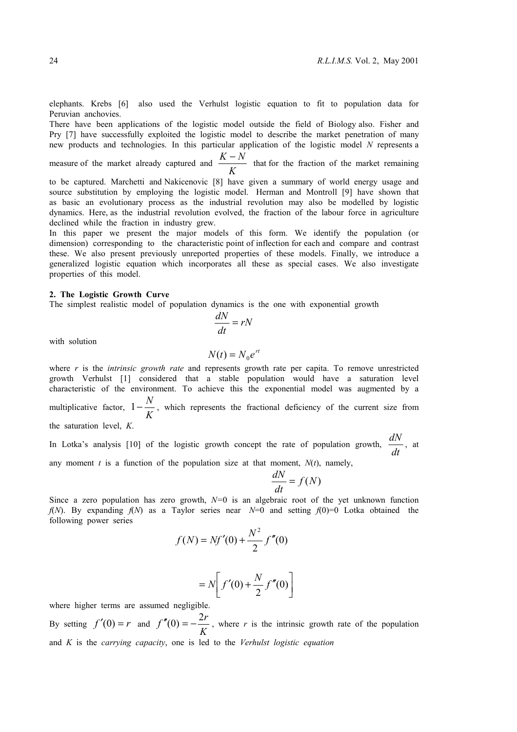elephants. Krebs [6] also used the Verhulst logistic equation to fit to population data for Peruvian anchovies.

There have been applications of the logistic model outside the field of Biology also. Fisher and Pry [7] have successfully exploited the logistic model to describe the market penetration of many new products and technologies. In this particular application of the logistic model $N$ represents a measure of the market already captured and $\frac{K-N}{K}$ that for the fraction of the market remaining to be captured. Marchetti and Nakicenovic [8] have given a summary of world energy usage and source substitution by employing the logistic model. Herman and Montroll [9] have shown that as basic an evolutionary process as the industrial revolution may also be modelled by logistic dynamics. Here, as the industrial revolution evolved, the fraction of the labour force in agriculture declined while the fraction in industry grew.

In this paper we present the major models of this form. We identify the population (or dimension) corresponding to the characteristic point of inflection for each and compare and contrast these. We also present previously unreported properties of these models. Finally, we introduce a generalized logistic equation which incorporates all these as special cases. We also investigate properties of this model.

## 2. The Logistic Growth Curve

The simplest realistic model of population dynamics is the one with exponential growth

$$\frac{dN}{dt} = rN$$

with solution

$$N(t) = N_0 e^{rt}$$

where $r$ is the *intrinsic growth rate* and represents growth rate per capita. To remove unrestricted growth Verhulst [1] considered that a stable population would have a saturation level characteristic of the environment. To achieve this the exponential model was augmented by a multiplicative factor, $1 - \frac{N}{K}$, which represents the fractional deficiency of the current size from the saturation level, $K$.

In Lotka's analysis [10] of the logistic growth concept the rate of population growth, $\frac{dN}{dt}$, at any moment $t$ is a function of the population size at that moment, $N(t)$, namely,

$$\frac{dN}{dt} = f(N)$$

Since a zero population has zero growth, $N$=0 is an algebraic root of the yet unknown function $f(N)$. By expanding $f(N)$ as a Taylor series near $N$=0 and setting $f(0)$=0 Lotka obtained the following power series

$$f(N) = Nf'(0) + \frac{N^2}{2} f''(0)$$

$$= N\left[ f'(0) + \frac{N}{2} f''(0) \right]$$

where higher terms are assumed negligible.

By setting $f'(0) = r$ and $f''(0) = -\frac{2r}{K}$, where $r$ is the intrinsic growth rate of the population and $K$ is the *carrying capacity*, one is led to the *Verhulst logistic equation*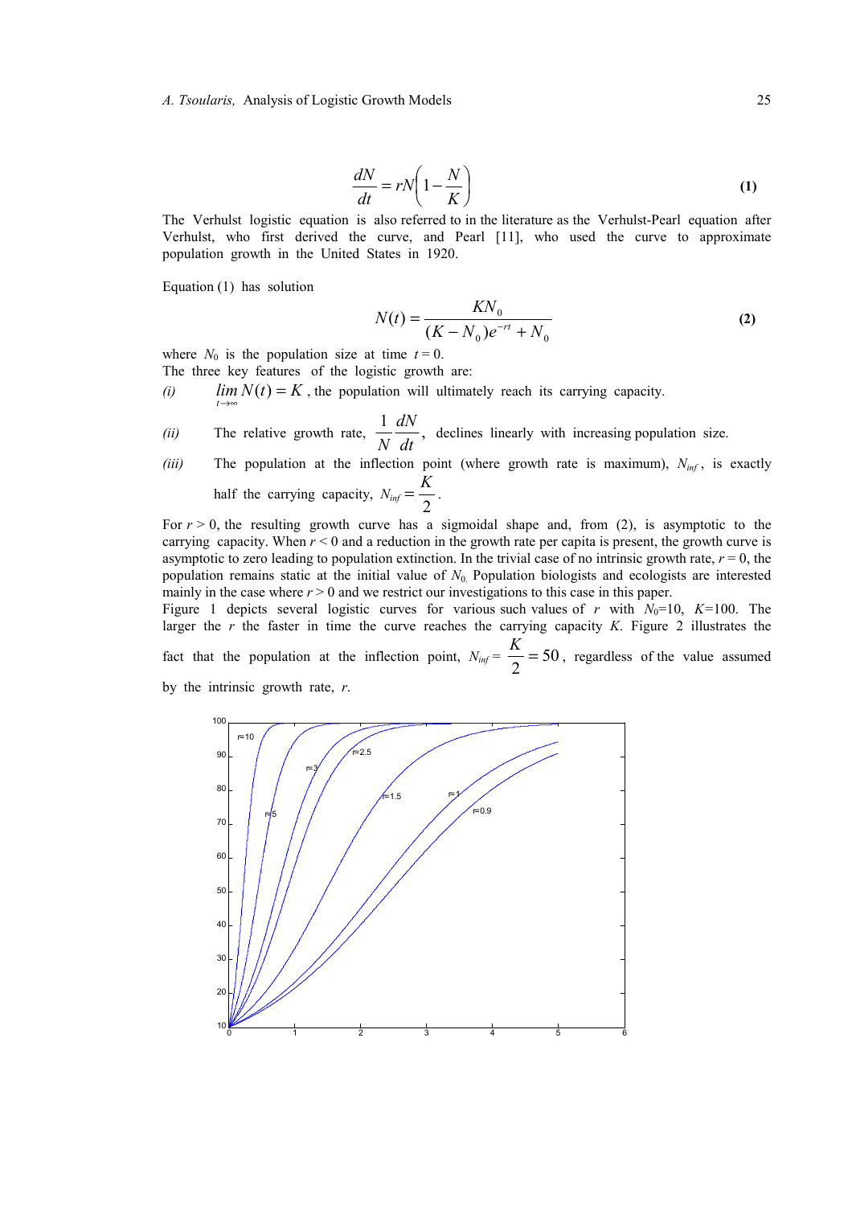$$\frac{dN}{dt} = rN\left(1 - \frac{N}{K}\right) \tag{1}$$

The Verhulst logistic equation is also referred to in the literature as the Verhulst-Pearl equation after Verhulst, who first derived the curve, and Pearl [11], who used the curve to approximate population growth in the United States in 1920.

Equation (1) has solution

$$N(t) = \frac{KN_0}{(K - N_0)e^{-rt} + N_0} \tag{2}$$

where $N_0$ is the population size at time $t = 0$.

The three key features of the logistic growth are:

*(i)* $\lim_{t \to \infty} N(t) = K$, the population will ultimately reach its carrying capacity.

*(ii)* The relative growth rate, $\frac{1}{N}\frac{dN}{dt}$, declines linearly with increasing population size.

*(iii)* The population at the inflection point (where growth rate is maximum), $N_{inf}$, is exactly half the carrying capacity, $N_{inf} = \frac{K}{2}$.

For $r > 0$, the resulting growth curve has a sigmoidal shape and, from (2), is asymptotic to the carrying capacity. When $r < 0$ and a reduction in the growth rate per capita is present, the growth curve is asymptotic to zero leading to population extinction. In the trivial case of no intrinsic growth rate, $r = 0$, the population remains static at the initial value of $N_0$. Population biologists and ecologists are interested mainly in the case where $r > 0$ and we restrict our investigations to this case in this paper.

Figure 1 depicts several logistic curves for various such values of $r$ with $N_0$=10, $K$=100. The larger the $r$ the faster in time the curve reaches the carrying capacity $K$. Figure 2 illustrates the fact that the population at the inflection point, $N_{inf} = \frac{K}{2} = 50$, regardless of the value assumed by the intrinsic growth rate, $r$.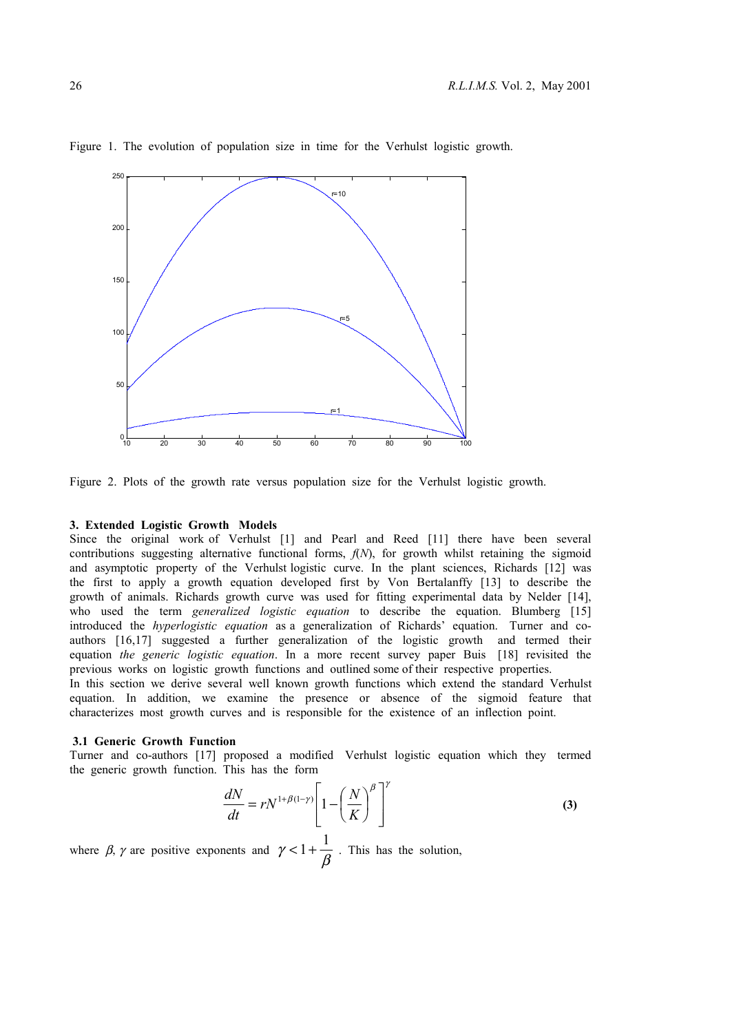Figure 1. The evolution of population size in time for the Verhulst logistic growth.

Figure 2. Plots of the growth rate versus population size for the Verhulst logistic growth.

### 3. Extended Logistic Growth Models

Since the original work of Verhulst [1] and Pearl and Reed [11] there have been several contributions suggesting alternative functional forms, $f(N)$, for growth whilst retaining the sigmoid and asymptotic property of the Verhulst logistic curve. In the plant sciences, Richards [12] was the first to apply a growth equation developed first by Von Bertalanffy [13] to describe the growth of animals. Richards growth curve was used for fitting experimental data by Nelder [14], who used the term *generalized logistic equation* to describe the equation. Blumberg [15] introduced the *hyperlogistic equation* as a generalization of Richards' equation. Turner and co-authors [16,17] suggested a further generalization of the logistic growth and termed their equation *the generic logistic equation*. In a more recent survey paper Buis [18] revisited the previous works on logistic growth functions and outlined some of their respective properties.

In this section we derive several well known growth functions which extend the standard Verhulst equation. In addition, we examine the presence or absence of the sigmoid feature that characterizes most growth curves and is responsible for the existence of an inflection point.

#### 3.1 Generic Growth Function

Turner and co-authors [17] proposed a modified Verhulst logistic equation which they termed the generic growth function. This has the form

$$\frac{dN}{dt} = rN^{1+\beta(1-\gamma)}\left[1-\left(\frac{N}{K}\right)^{\beta}\right]^{\gamma} \tag{3}$$

where $\beta, \gamma$ are positive exponents and $\gamma < 1+\dfrac{1}{\beta}$. This has the solution,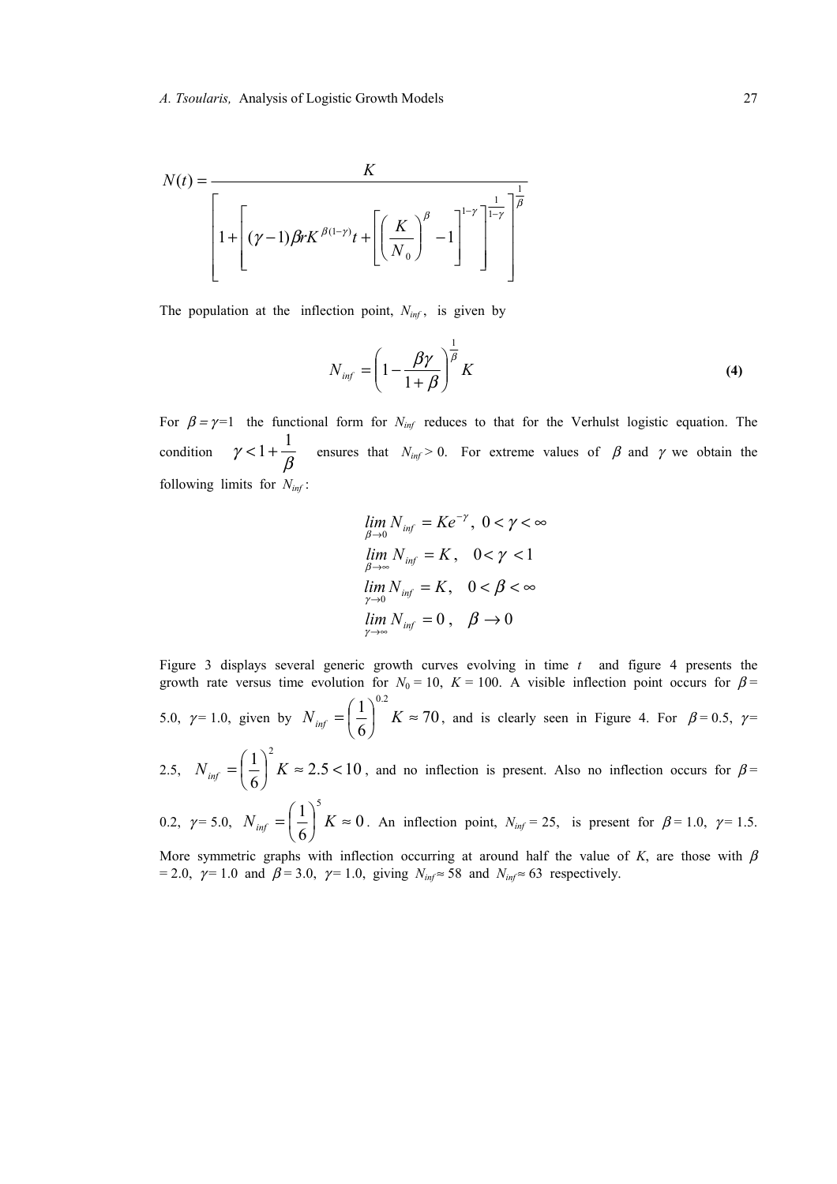$$N(t) = \frac{K}{\left[1 + \left[(\gamma - 1)\beta r K^{\beta(1-\gamma)} t + \left[\left(\frac{K}{N_0}\right)^{\beta} - 1\right]^{1-\gamma}\right]^{\frac{1}{1-\gamma}}\right]^{\frac{1}{\beta}}}$$

The population at the inflection point, $N_{inf}$, is given by

$$N_{inf} = \left(1 - \frac{\beta\gamma}{1+\beta}\right)^{\frac{1}{\beta}} K \tag{4}$$

For $\beta = \gamma = 1$ the functional form for $N_{inf}$ reduces to that for the Verhulst logistic equation. The condition $\gamma < 1 + \dfrac{1}{\beta}$ ensures that $N_{inf} > 0$. For extreme values of $\beta$ and $\gamma$ we obtain the following limits for $N_{inf}$:

$$\lim_{\beta \to 0} N_{inf} = Ke^{-\gamma}, \quad 0 < \gamma < \infty$$
$$\lim_{\beta \to \infty} N_{inf} = K, \quad 0 < \gamma < 1$$
$$\lim_{\gamma \to 0} N_{inf} = K, \quad 0 < \beta < \infty$$
$$\lim_{\gamma \to \infty} N_{inf} = 0, \quad \beta \to 0$$

Figure 3 displays several generic growth curves evolving in time $t$ and figure 4 presents the growth rate versus time evolution for $N_0 = 10$, $K = 100$. A visible inflection point occurs for $\beta = 5.0$, $\gamma = 1.0$, given by $N_{inf} = \left(\frac{1}{6}\right)^{0.2} K \approx 70$, and is clearly seen in Figure 4. For $\beta = 0.5$, $\gamma = 2.5$, $N_{inf} = \left(\frac{1}{6}\right)^{2} K \approx 2.5 < 10$, and no inflection is present. Also no inflection occurs for $\beta = 0.2$, $\gamma = 5.0$, $N_{inf} = \left(\frac{1}{6}\right)^{5} K \approx 0$. An inflection point, $N_{inf} = 25$, is present for $\beta = 1.0$, $\gamma = 1.5$. More symmetric graphs with inflection occurring at around half the value of $K$, are those with $\beta = 2.0$, $\gamma = 1.0$ and $\beta = 3.0$, $\gamma = 1.0$, giving $N_{inf} \approx 58$ and $N_{inf} \approx 63$ respectively.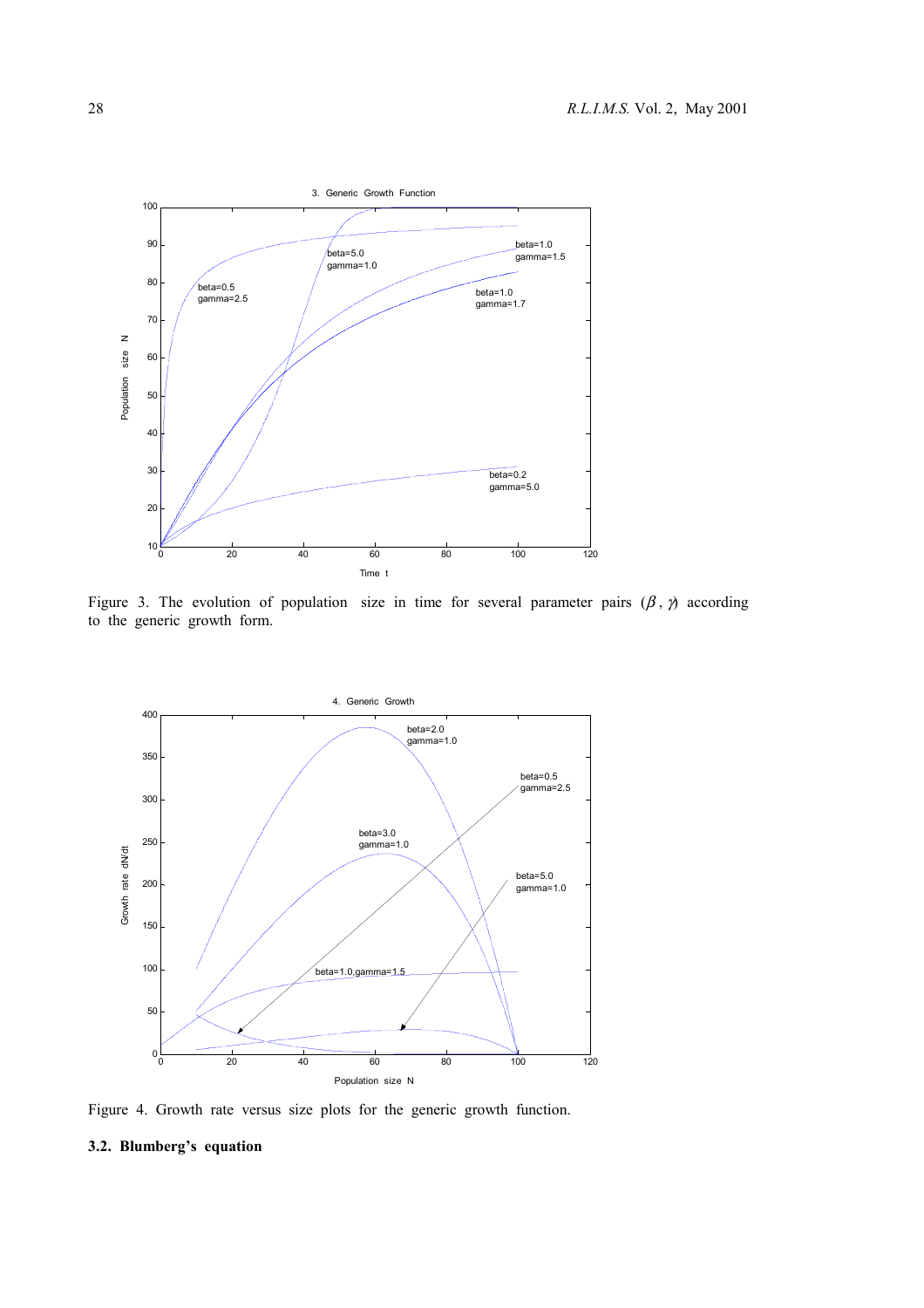Figure 3. The evolution of population size in time for several parameter pairs ($\beta$, $\gamma$) according to the generic growth form.

Figure 4. Growth rate versus size plots for the generic growth function.

### 3.2. Blumberg's equation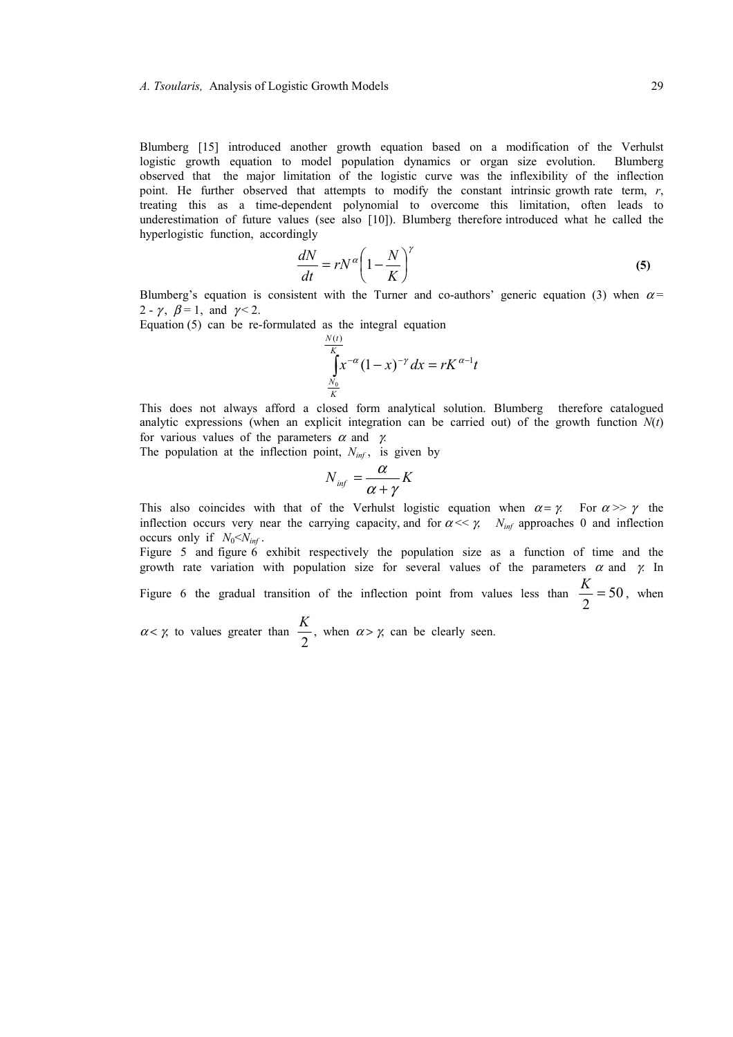Blumberg [15] introduced another growth equation based on a modification of the Verhulst logistic growth equation to model population dynamics or organ size evolution. Blumberg observed that the major limitation of the logistic curve was the inflexibility of the inflection point. He further observed that attempts to modify the constant intrinsic growth rate term, $r$, treating this as a time-dependent polynomial to overcome this limitation, often leads to underestimation of future values (see also [10]). Blumberg therefore introduced what he called the hyperlogistic function, accordingly

$$\frac{dN}{dt} = rN^{\alpha}\left(1 - \frac{N}{K}\right)^{\gamma} \tag{5}$$

Blumberg's equation is consistent with the Turner and co-authors' generic equation (3) when $\alpha = 2 - \gamma$, $\beta = 1$, and $\gamma < 2$.

Equation (5) can be re-formulated as the integral equation

$$\int_{\frac{N_0}{K}}^{\frac{N(t)}{K}} x^{-\alpha}(1-x)^{-\gamma}\,dx = rK^{\alpha-1}t$$

This does not always afford a closed form analytical solution. Blumberg therefore catalogued analytic expressions (when an explicit integration can be carried out) of the growth function $N(t)$ for various values of the parameters $\alpha$ and $\gamma$.

The population at the inflection point, $N_{inf}$, is given by

$$N_{inf} = \frac{\alpha}{\alpha + \gamma}K$$

This also coincides with that of the Verhulst logistic equation when $\alpha = \gamma$. For $\alpha >> \gamma$ the inflection occurs very near the carrying capacity, and for $\alpha << \gamma$, $N_{inf}$ approaches 0 and inflection occurs only if $N_0 < N_{inf}$.

Figure 5 and figure 6 exhibit respectively the population size as a function of time and the growth rate variation with population size for several values of the parameters $\alpha$ and $\gamma$. In Figure 6 the gradual transition of the inflection point from values less than $\frac{K}{2} = 50$, when $\alpha < \gamma$, to values greater than $\frac{K}{2}$, when $\alpha > \gamma$, can be clearly seen.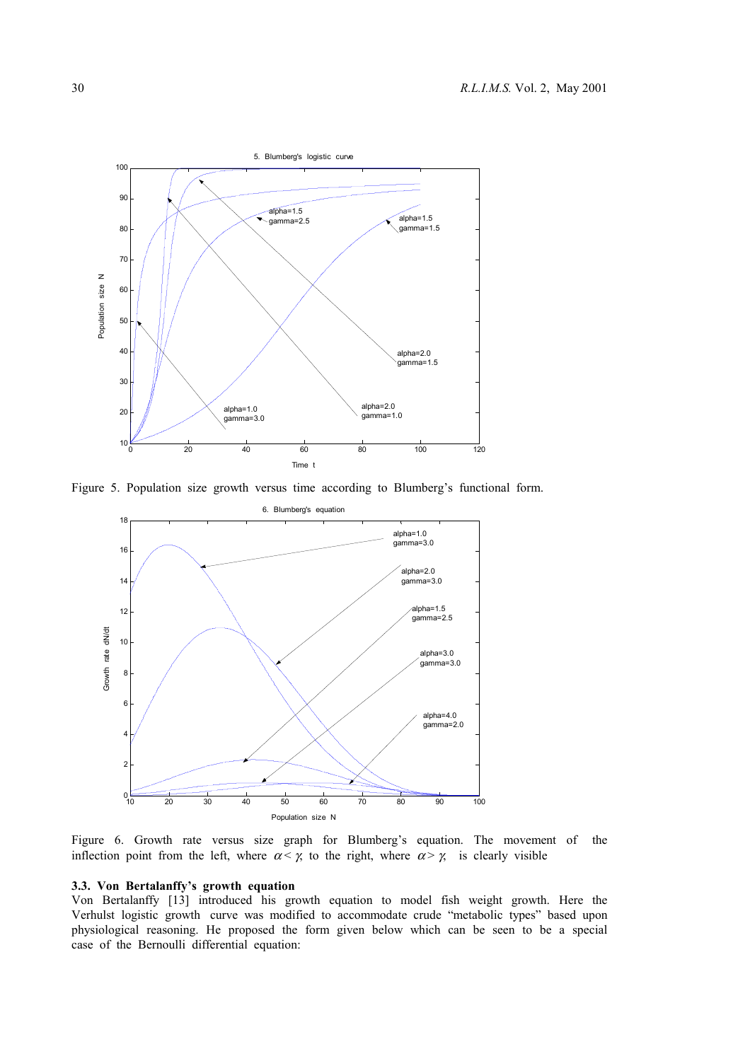Figure 5. Population size growth versus time according to Blumberg's functional form.

Figure 6. Growth rate versus size graph for Blumberg's equation. The movement of the inflection point from the left, where $\alpha < \gamma$, to the right, where $\alpha > \gamma$, is clearly visible

### 3.3. Von Bertalanffy's growth equation

Von Bertalanffy [13] introduced his growth equation to model fish weight growth. Here the Verhulst logistic growth curve was modified to accommodate crude "metabolic types" based upon physiological reasoning. He proposed the form given below which can be seen to be a special case of the Bernoulli differential equation: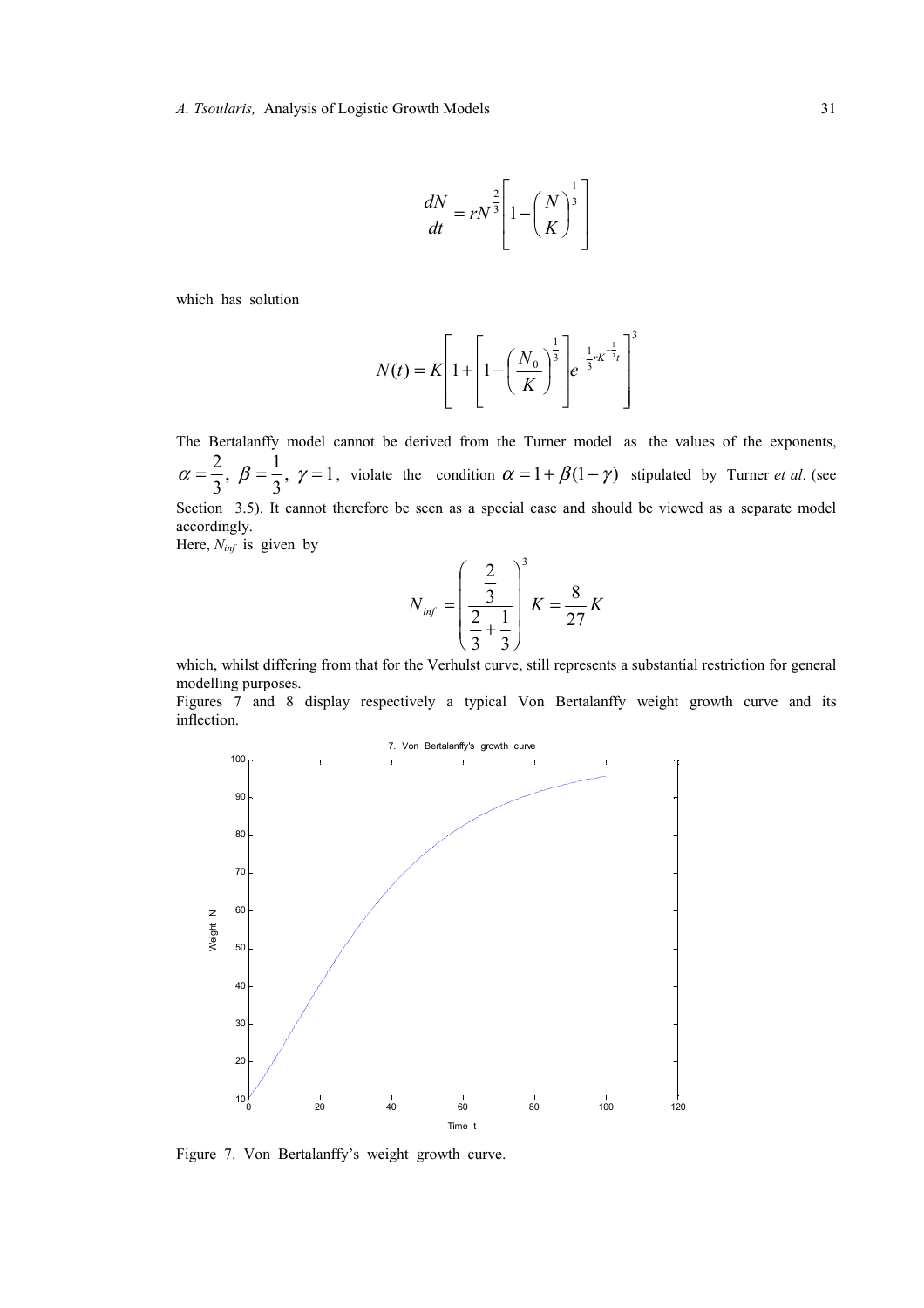$$\frac{dN}{dt} = rN^{\frac{2}{3}}\left[1 - \left(\frac{N}{K}\right)^{\frac{1}{3}}\right]$$

which has solution

$$N(t) = K\left[1 + \left[1 - \left(\frac{N_0}{K}\right)^{\frac{1}{3}}\right]e^{-\frac{1}{3}rK^{-\frac{1}{3}}t}\right]^3$$

The Bertalanffy model cannot be derived from the Turner model as the values of the exponents, $\alpha = \frac{2}{3},\ \beta = \frac{1}{3},\ \gamma = 1$, violate the condition $\alpha = 1 + \beta(1-\gamma)$ stipulated by Turner *et al*. (see Section 3.5). It cannot therefore be seen as a special case and should be viewed as a separate model accordingly.

Here, $N_{inf}$ is given by

$$N_{inf} = \left(\frac{\frac{2}{3}}{\frac{2}{3} + \frac{1}{3}}\right)^3 K = \frac{8}{27}K$$

which, whilst differing from that for the Verhulst curve, still represents a substantial restriction for general modelling purposes.

Figures 7 and 8 display respectively a typical Von Bertalanffy weight growth curve and its inflection.

Figure 7. Von Bertalanffy's weight growth curve.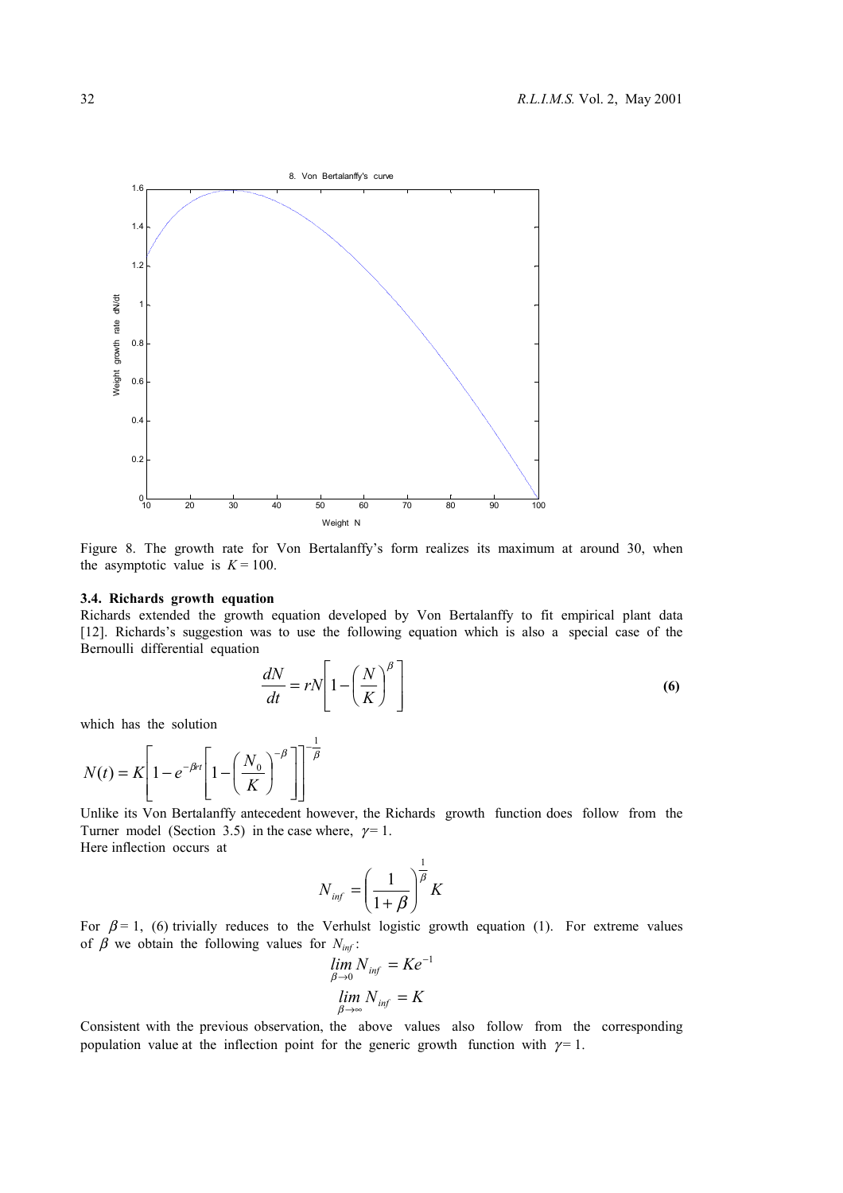Figure 8. The growth rate for Von Bertalanffy's form realizes its maximum at around 30, when the asymptotic value is $K = 100$.

### 3.4. Richards growth equation

Richards extended the growth equation developed by Von Bertalanffy to fit empirical plant data [12]. Richards's suggestion was to use the following equation which is also a special case of the Bernoulli differential equation

$$\frac{dN}{dt} = rN\left[1 - \left(\frac{N}{K}\right)^{\beta}\right] \tag{6}$$

which has the solution

$$N(t) = K\left[1 - e^{-\beta rt}\left[1 - \left(\frac{N_0}{K}\right)^{-\beta}\right]\right]^{-\frac{1}{\beta}}$$

Unlike its Von Bertalanffy antecedent however, the Richards growth function does follow from the Turner model (Section 3.5) in the case where, $\gamma = 1$.

Here inflection occurs at

$$N_{inf} = \left(\frac{1}{1+\beta}\right)^{\frac{1}{\beta}} K$$

For $\beta = 1$, (6) trivially reduces to the Verhulst logistic growth equation (1). For extreme values of $\beta$ we obtain the following values for $N_{inf}$:

$$\lim_{\beta \to 0} N_{inf} = Ke^{-1}$$

$$\lim_{\beta \to \infty} N_{inf} = K$$

Consistent with the previous observation, the above values also follow from the corresponding population value at the inflection point for the generic growth function with $\gamma = 1$.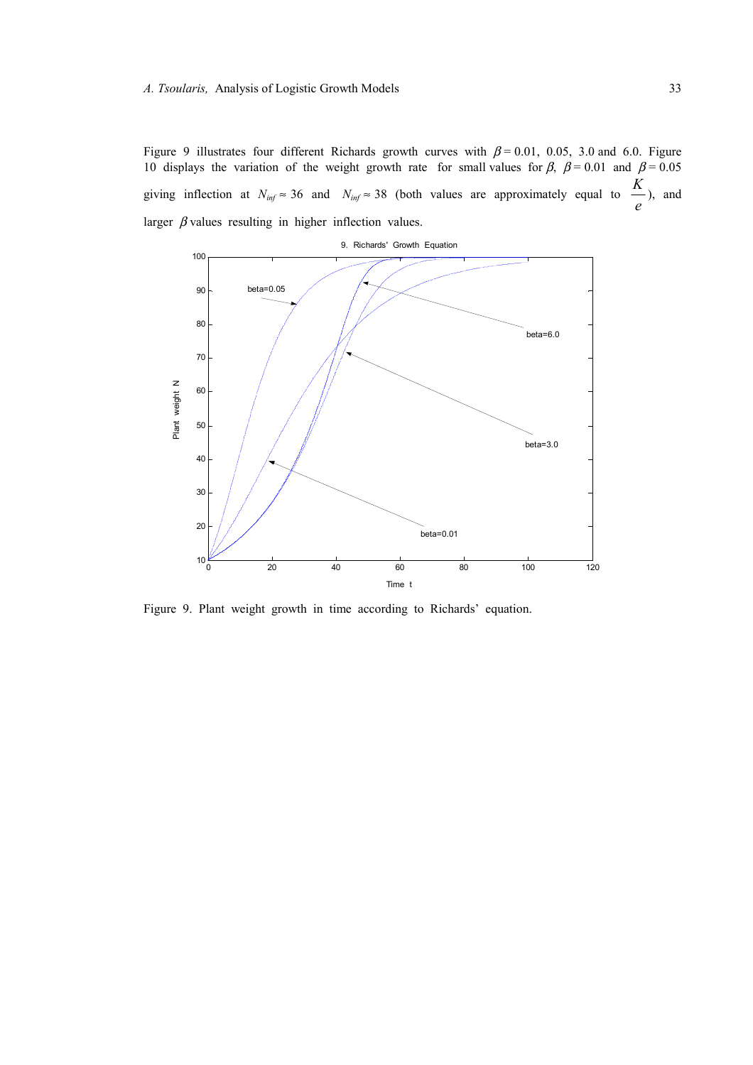Figure 9 illustrates four different Richards growth curves with $\beta = 0.01$, 0.05, 3.0 and 6.0. Figure 10 displays the variation of the weight growth rate for small values for $\beta$, $\beta = 0.01$ and $\beta = 0.05$ giving inflection at $N_{inf} \approx 36$ and $N_{inf} \approx 38$ (both values are approximately equal to $\frac{K}{e}$), and larger $\beta$ values resulting in higher inflection values.

Figure 9. Plant weight growth in time according to Richards' equation.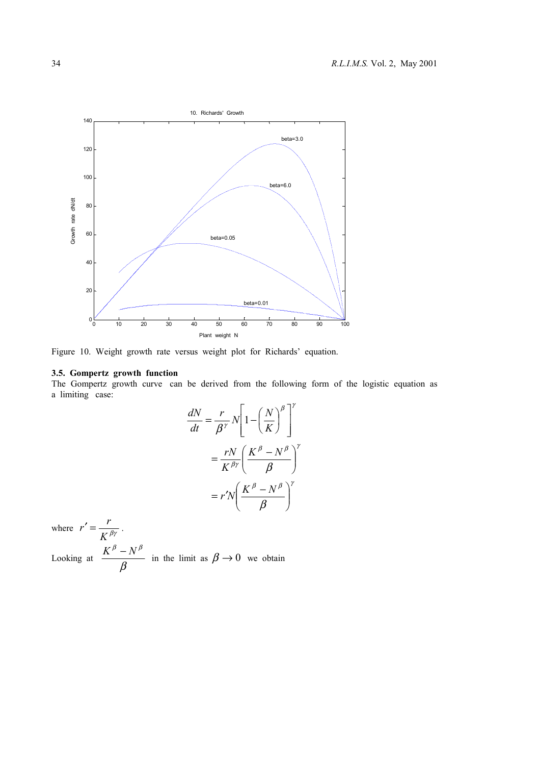Figure 10. Weight growth rate versus weight plot for Richards' equation.

### 3.5. Gompertz growth function

The Gompertz growth curve can be derived from the following form of the logistic equation as a limiting case:

$$\frac{dN}{dt} = \frac{r}{\beta^{\gamma}} N\left[1-\left(\frac{N}{K}\right)^{\beta}\right]^{\gamma}$$

$$= \frac{rN}{K^{\beta\gamma}}\left(\frac{K^{\beta}-N^{\beta}}{\beta}\right)^{\gamma}$$

$$= r'N\left(\frac{K^{\beta}-N^{\beta}}{\beta}\right)^{\gamma}$$

where $r' = \dfrac{r}{K^{\beta\gamma}}$.

Looking at $\dfrac{K^{\beta}-N^{\beta}}{\beta}$ in the limit as $\beta \to 0$ we obtain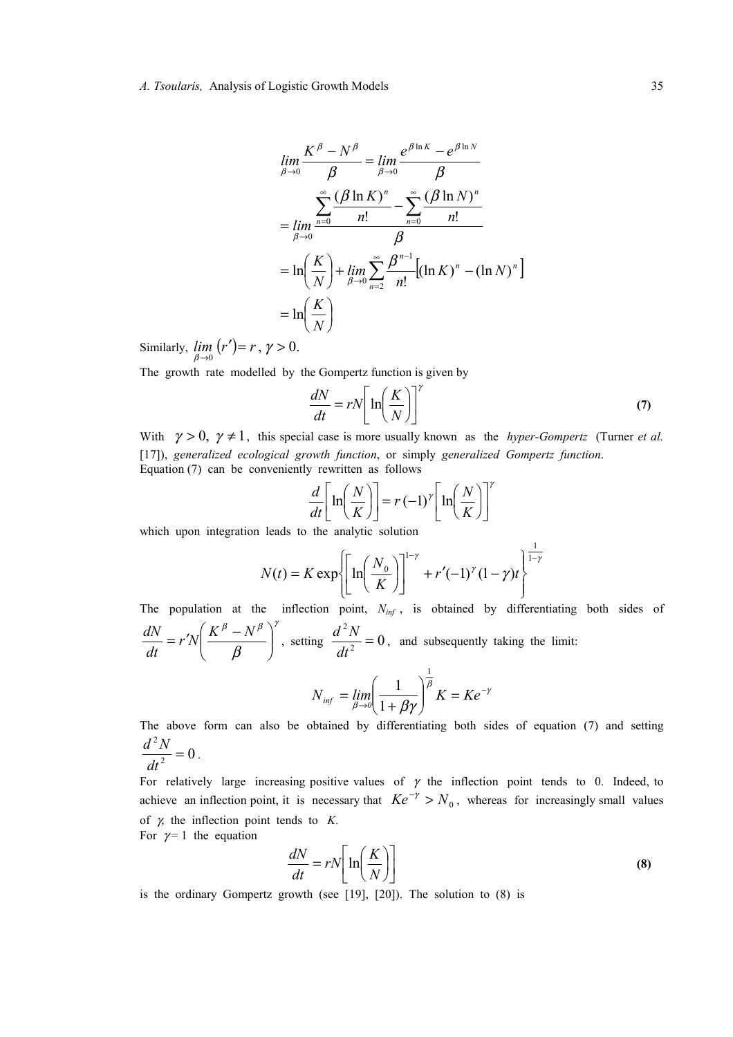$$
\begin{aligned}
\lim_{\beta \to 0} \frac{K^{\beta} - N^{\beta}}{\beta} &= \lim_{\beta \to 0} \frac{e^{\beta \ln K} - e^{\beta \ln N}}{\beta} \\
&= \lim_{\beta \to 0} \frac{\sum_{n=0}^{\infty} \frac{(\beta \ln K)^n}{n!} - \sum_{n=0}^{\infty} \frac{(\beta \ln N)^n}{n!}}{\beta} \\
&= \ln\left(\frac{K}{N}\right) + \lim_{\beta \to 0} \sum_{n=2}^{\infty} \frac{\beta^{n-1}}{n!} \left[ (\ln K)^n - (\ln N)^n \right] \\
&= \ln\left(\frac{K}{N}\right)
\end{aligned}
$$

Similarly, $\lim_{\beta \to 0} (r') = r$, $\gamma > 0$.

The growth rate modelled by the Gompertz function is given by

$$
\frac{dN}{dt} = rN\left[\ln\left(\frac{K}{N}\right)\right]^{\gamma} \tag{7}
$$

With $\gamma > 0,\ \gamma \neq 1$, this special case is more usually known as the *hyper-Gompertz* (Turner *et al.* [17]), *generalized ecological growth function*, or simply *generalized Gompertz function*. Equation (7) can be conveniently rewritten as follows

$$
\frac{d}{dt}\left[\ln\left(\frac{N}{K}\right)\right] = r\,(-1)^{\gamma}\left[\ln\left(\frac{N}{K}\right)\right]^{\gamma}
$$

which upon integration leads to the analytic solution

$$
N(t) = K \exp\left\{ \left[\ln\left(\frac{N_0}{K}\right)\right]^{1-\gamma} + r'(-1)^{\gamma}(1-\gamma)t \right\}^{\frac{1}{1-\gamma}}
$$

The population at the inflection point, $N_{inf}$, is obtained by differentiating both sides of $\frac{dN}{dt} = r'N\left(\frac{K^{\beta} - N^{\beta}}{\beta}\right)^{\gamma}$, setting $\frac{d^2N}{dt^2} = 0$, and subsequently taking the limit:

$$
N_{inf} = \lim_{\beta \to 0}\left(\frac{1}{1+\beta\gamma}\right)^{\frac{1}{\beta}} K = Ke^{-\gamma}
$$

The above form can also be obtained by differentiating both sides of equation (7) and setting $\frac{d^2N}{dt^2} = 0$.

For relatively large increasing positive values of $\gamma$ the inflection point tends to 0. Indeed, to achieve an inflection point, it is necessary that $Ke^{-\gamma} > N_0$, whereas for increasingly small values of $\gamma$, the inflection point tends to $K$.

For $\gamma = 1$ the equation

$$
\frac{dN}{dt} = rN\left[\ln\left(\frac{K}{N}\right)\right] \tag{8}
$$

is the ordinary Gompertz growth (see [19], [20]). The solution to (8) is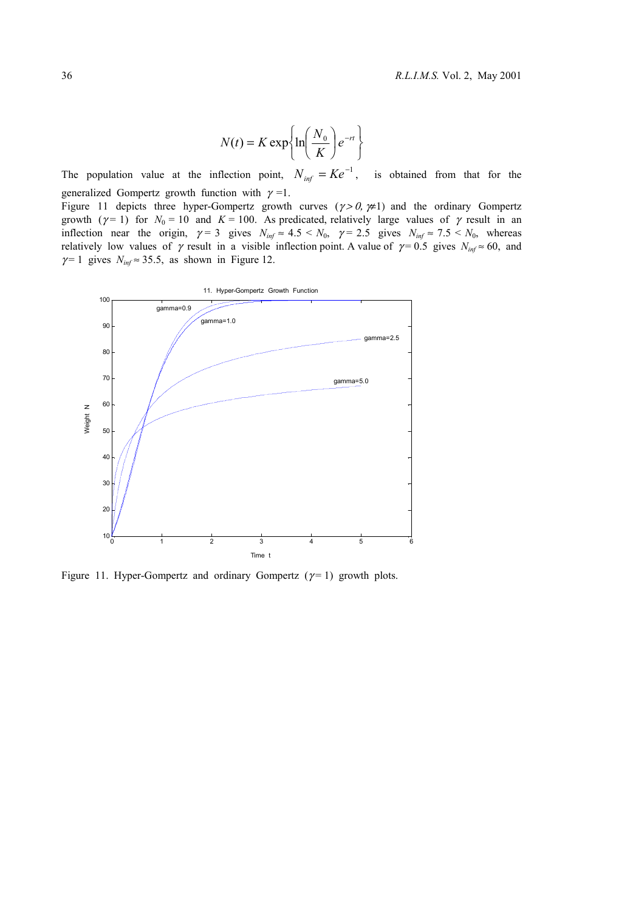$$N(t) = K \exp\left\{ \ln\left(\frac{N_0}{K}\right) e^{-rt} \right\}$$

The population value at the inflection point, $N_{inf} = Ke^{-1}$, is obtained from that for the generalized Gompertz growth function with $\gamma = 1$.

Figure 11 depicts three hyper-Gompertz growth curves ($\gamma > 0, \gamma \neq 1$) and the ordinary Gompertz growth ($\gamma = 1$) for $N_0 = 10$ and $K = 100$. As predicated, relatively large values of $\gamma$ result in an inflection near the origin, $\gamma = 3$ gives $N_{inf} \approx 4.5 < N_0$, $\gamma = 2.5$ gives $N_{inf} \approx 7.5 < N_0$, whereas relatively low values of $\gamma$ result in a visible inflection point. A value of $\gamma = 0.5$ gives $N_{inf} \approx 60$, and $\gamma = 1$ gives $N_{inf} \approx 35.5$, as shown in Figure 12.

Figure 11. Hyper-Gompertz and ordinary Gompertz ($\gamma = 1$) growth plots.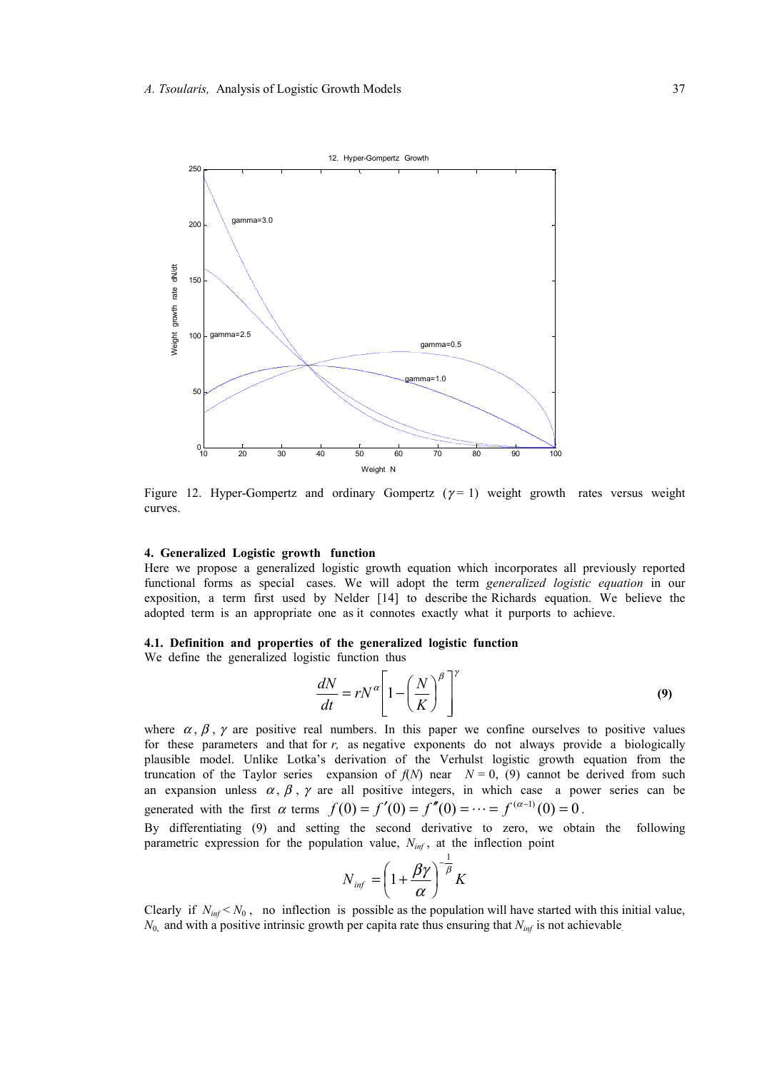Figure 12. Hyper-Gompertz and ordinary Gompertz ($\gamma = 1$) weight growth rates versus weight curves.

#### 4. Generalized Logistic growth function

Here we propose a generalized logistic growth equation which incorporates all previously reported functional forms as special cases. We will adopt the term *generalized logistic equation* in our exposition, a term first used by Nelder [14] to describe the Richards equation. We believe the adopted term is an appropriate one as it connotes exactly what it purports to achieve.

#### 4.1. Definition and properties of the generalized logistic function

We define the generalized logistic function thus

$$\frac{dN}{dt} = rN^{\alpha}\left[1 - \left(\frac{N}{K}\right)^{\beta}\right]^{\gamma} \tag{9}$$

where $\alpha$, $\beta$, $\gamma$ are positive real numbers. In this paper we confine ourselves to positive values for these parameters and that for $r$, as negative exponents do not always provide a biologically plausible model. Unlike Lotka's derivation of the Verhulst logistic growth equation from the truncation of the Taylor series expansion of $f(N)$ near $N = 0$, (9) cannot be derived from such an expansion unless $\alpha$, $\beta$, $\gamma$ are all positive integers, in which case a power series can be generated with the first $\alpha$ terms $f(0) = f'(0) = f''(0) = \cdots = f^{(\alpha-1)}(0) = 0$.

By differentiating (9) and setting the second derivative to zero, we obtain the following parametric expression for the population value, $N_{inf}$, at the inflection point

$$N_{inf} = \left(1 + \frac{\beta\gamma}{\alpha}\right)^{-\frac{1}{\beta}} K$$

Clearly if $N_{inf} < N_0$, no inflection is possible as the population will have started with this initial value, $N_0$, and with a positive intrinsic growth per capita rate thus ensuring that $N_{inf}$ is not achievable.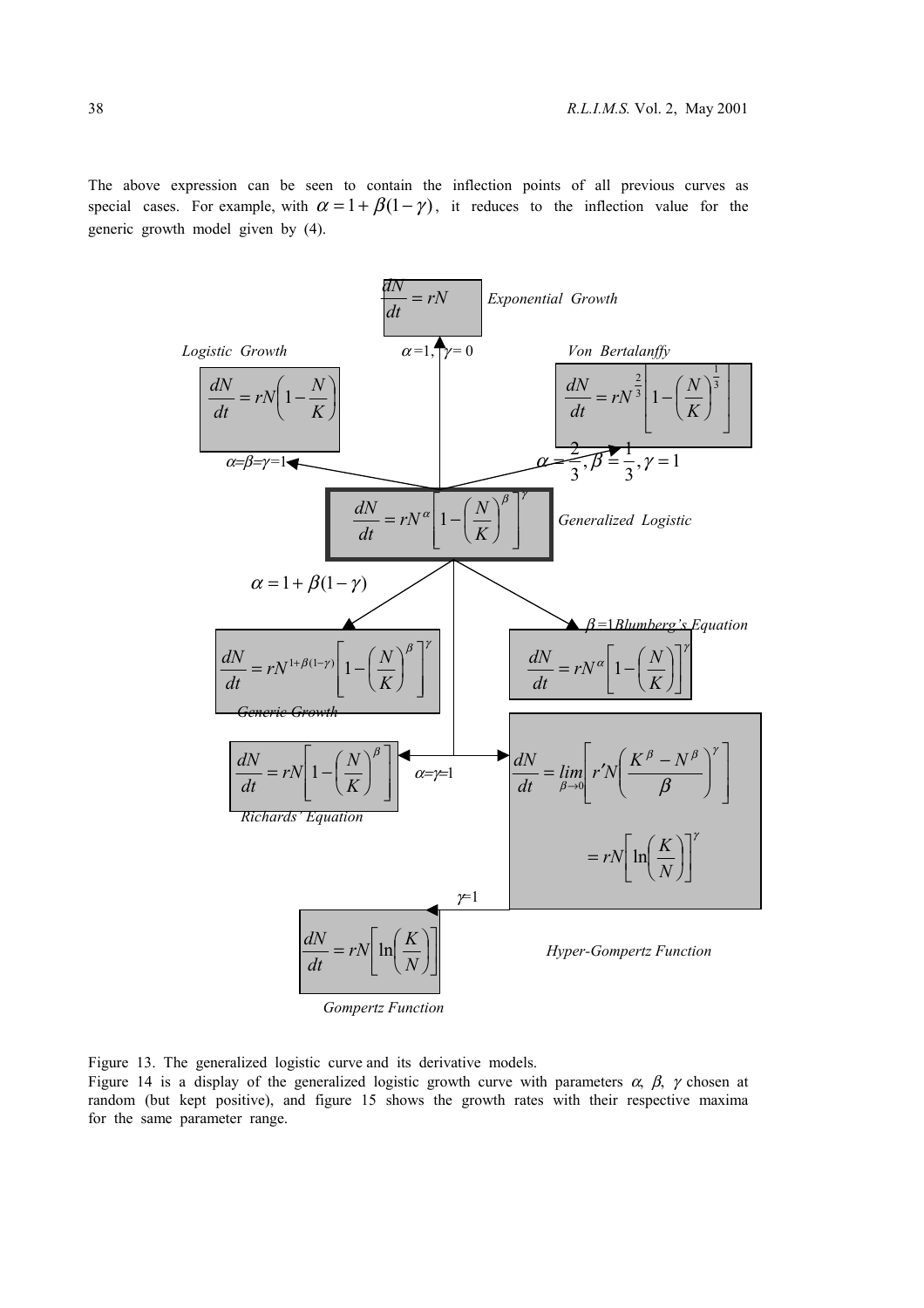The above expression can be seen to contain the inflection points of all previous curves as special cases. For example, with $\alpha = 1 + \beta(1-\gamma)$, it reduces to the inflection value for the generic growth model given by (4).

*Exponential Growth*

$$\frac{dN}{dt} = rN$$

$\alpha=1, \gamma=0$

*Logistic Growth*

$$\frac{dN}{dt} = rN\left(1 - \frac{N}{K}\right)$$

$\alpha=\beta=\gamma=1$

*Von Bertalanffy*

$$\frac{dN}{dt} = rN^{\frac{2}{3}}\left[1 - \left(\frac{N}{K}\right)^{\frac{1}{3}}\right]$$

$\alpha = \frac{2}{3}, \beta = \frac{1}{3}, \gamma = 1$

*Generalized Logistic*

$$\frac{dN}{dt} = rN^{\alpha}\left[1 - \left(\frac{N}{K}\right)^{\beta}\right]^{\gamma}$$

$\alpha = 1 + \beta(1-\gamma)$

*Generic Growth*

$$\frac{dN}{dt} = rN^{1+\beta(1-\gamma)}\left[1 - \left(\frac{N}{K}\right)^{\beta}\right]^{\gamma}$$

$\beta=1$ *Blumberg's Equation*

$$\frac{dN}{dt} = rN^{\alpha}\left[1 - \left(\frac{N}{K}\right)\right]^{\gamma}$$

$\alpha=\gamma=1$

*Richards' Equation*

$$\frac{dN}{dt} = rN\left[1 - \left(\frac{N}{K}\right)^{\beta}\right]$$

*Hyper-Gompertz Function*

$$\frac{dN}{dt} = \lim_{\beta \to 0}\left[r'N\left(\frac{K^{\beta} - N^{\beta}}{\beta}\right)^{\gamma}\right] = rN\left[\ln\left(\frac{K}{N}\right)\right]^{\gamma}$$

$\gamma=1$

*Gompertz Function*

$$\frac{dN}{dt} = rN\left[\ln\left(\frac{K}{N}\right)\right]$$

Figure 13. The generalized logistic curve and its derivative models.

Figure 14 is a display of the generalized logistic growth curve with parameters $\alpha$, $\beta$, $\gamma$ chosen at random (but kept positive), and figure 15 shows the growth rates with their respective maxima for the same parameter range.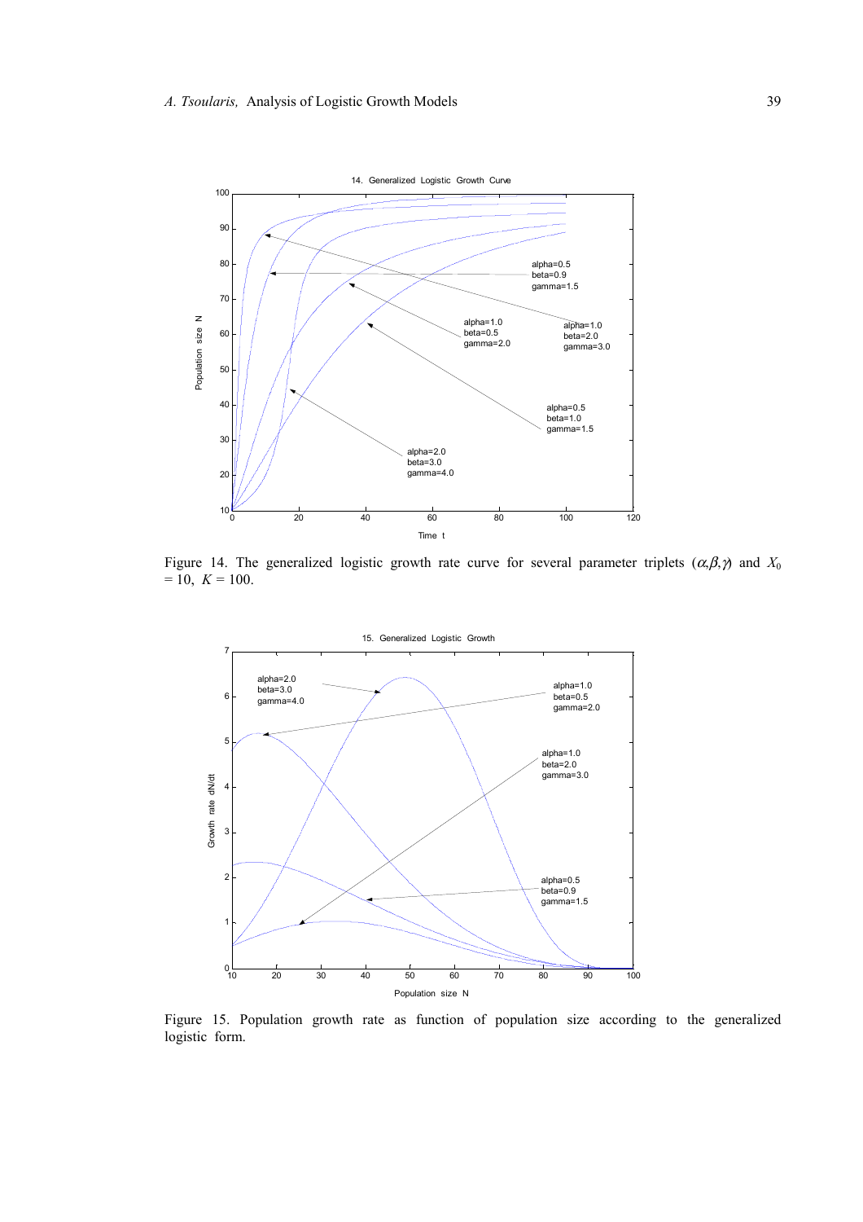Figure 14. The generalized logistic growth rate curve for several parameter triplets $(\alpha,\beta,\gamma)$ and $X_0 = 10$, $K = 100$.

Figure 15. Population growth rate as function of population size according to the generalized logistic form.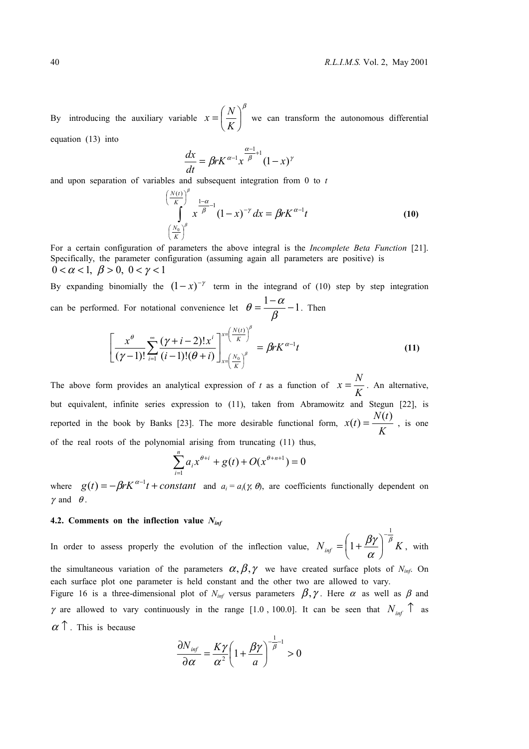By introducing the auxiliary variable $x = \left(\frac{N}{K}\right)^{\beta}$ we can transform the autonomous differential equation (13) into

$$\frac{dx}{dt} = \beta r K^{\alpha-1} x^{\frac{\alpha-1}{\beta}+1}(1-x)^{\gamma}$$

and upon separation of variables and subsequent integration from 0 to $t$

$$\int_{\left(\frac{N_0}{K}\right)^{\beta}}^{\left(\frac{N(t)}{K}\right)^{\beta}} x^{\frac{1-\alpha}{\beta}-1}(1-x)^{-\gamma}\,dx = \beta r K^{\alpha-1} t \tag{10}$$

For a certain configuration of parameters the above integral is the *Incomplete Beta Function* [21]. Specifically, the parameter configuration (assuming again all parameters are positive) is $0 < \alpha < 1,\ \beta > 0,\ 0 < \gamma < 1$

By expanding binomially the $(1-x)^{-\gamma}$ term in the integrand of (10) step by step integration can be performed. For notational convenience let $\theta = \frac{1-\alpha}{\beta} - 1$. Then

$$\left[\frac{x^{\theta}}{(\gamma-1)!}\sum_{i=1}^{\infty}\frac{(\gamma+i-2)!\,x^{i}}{(i-1)!(\theta+i)}\right]_{x=\left(\frac{N_0}{K}\right)^{\beta}}^{x=\left(\frac{N(t)}{K}\right)^{\beta}} = \beta r K^{\alpha-1} t \tag{11}$$

The above form provides an analytical expression of $t$ as a function of $x = \frac{N}{K}$. An alternative, but equivalent, infinite series expression to (11), taken from Abramowitz and Stegun [22], is reported in the book by Banks [23]. The more desirable functional form, $x(t) = \frac{N(t)}{K}$, is one of the real roots of the polynomial arising from truncating (11) thus,

$$\sum_{i=1}^{n} a_i x^{\theta+i} + g(t) + O(x^{\theta+n+1}) = 0$$

where $g(t) = -\beta r K^{\alpha-1} t + constant$ and $a_i = a_i(\gamma, \theta)$, are coefficients functionally dependent on $\gamma$ and $\theta$.

### 4.2. Comments on the inflection value $N_{inf}$

In order to assess properly the evolution of the inflection value, $N_{inf} = \left(1 + \frac{\beta\gamma}{\alpha}\right)^{-\frac{1}{\beta}} K$, with the simultaneous variation of the parameters $\alpha, \beta, \gamma$ we have created surface plots of $N_{inf}$. On each surface plot one parameter is held constant and the other two are allowed to vary.
Figure 16 is a three-dimensional plot of $N_{inf}$ versus parameters $\beta, \gamma$. Here $\alpha$ as well as $\beta$ and $\gamma$ are allowed to vary continuously in the range [1.0 , 100.0]. It can be seen that $N_{inf} \uparrow$ as $\alpha \uparrow$. This is because

$$\frac{\partial N_{inf}}{\partial \alpha} = \frac{K\gamma}{\alpha^2}\left(1 + \frac{\beta\gamma}{a}\right)^{-\frac{1}{\beta}-1} > 0$$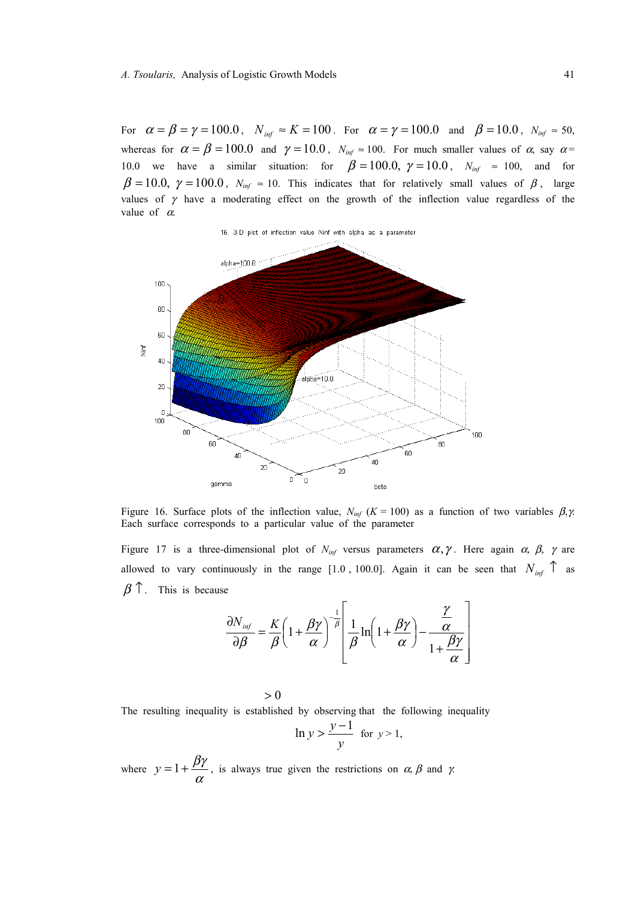For $\alpha = \beta = \gamma = 100.0$, $N_{inf} \approx K = 100$. For $\alpha = \gamma = 100.0$ and $\beta = 10.0$, $N_{inf} \approx 50$, whereas for $\alpha = \beta = 100.0$ and $\gamma = 10.0$, $N_{inf} \approx 100$. For much smaller values of $\alpha$, say $\alpha = 10.0$ we have a similar situation: for $\beta = 100.0,\ \gamma = 10.0$, $N_{inf} \approx 100$, and for $\beta = 10.0,\ \gamma = 100.0$, $N_{inf} \approx 10$. This indicates that for relatively small values of $\beta$, large values of $\gamma$ have a moderating effect on the growth of the inflection value regardless of the value of $\alpha$.

Figure 16. Surface plots of the inflection value, $N_{inf}$ ($K = 100$) as a function of two variables $\beta,\gamma$. Each surface corresponds to a particular value of the parameter

Figure 17 is a three-dimensional plot of $N_{inf}$ versus parameters $\alpha, \gamma$. Here again $\alpha$, $\beta$, $\gamma$ are allowed to vary continuously in the range [1.0 , 100.0]. Again it can be seen that $N_{inf} \uparrow$ as $\beta \uparrow$. This is because

$$\frac{\partial N_{inf}}{\partial \beta} = \frac{K}{\beta}\left(1 + \frac{\beta\gamma}{\alpha}\right)^{-\frac{1}{\beta}} \left[ \frac{1}{\beta}\ln\left(1 + \frac{\beta\gamma}{\alpha}\right) - \frac{\frac{\gamma}{\alpha}}{1 + \frac{\beta\gamma}{\alpha}} \right]$$

$$> 0$$

The resulting inequality is established by observing that the following inequality

$$\ln y > \frac{y-1}{y} \quad \text{for } y > 1,$$

where $y = 1 + \dfrac{\beta\gamma}{\alpha}$, is always true given the restrictions on $\alpha, \beta$ and $\gamma$.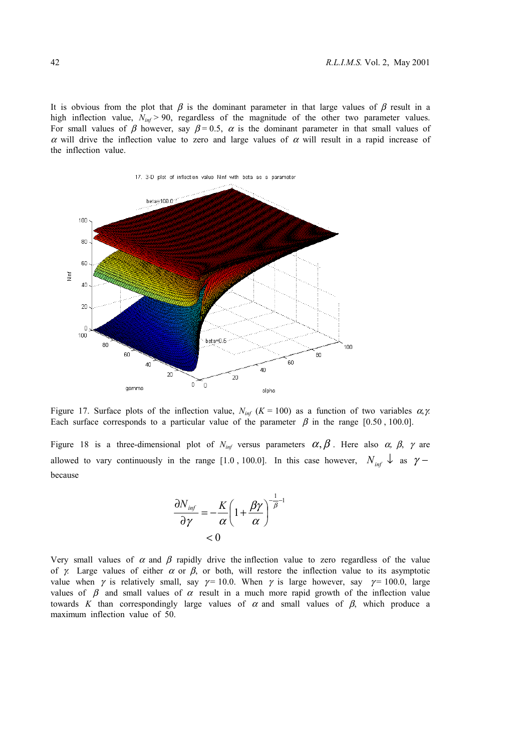It is obvious from the plot that $\beta$ is the dominant parameter in that large values of $\beta$ result in a high inflection value, $N_{inf} > 90$, regardless of the magnitude of the other two parameter values. For small values of $\beta$ however, say $\beta = 0.5$, $\alpha$ is the dominant parameter in that small values of $\alpha$ will drive the inflection value to zero and large values of $\alpha$ will result in a rapid increase of the inflection value.

Figure 17. Surface plots of the inflection value, $N_{inf}$ ($K = 100$) as a function of two variables $\alpha, \gamma$. Each surface corresponds to a particular value of the parameter $\beta$ in the range [0.50 , 100.0].

Figure 18 is a three-dimensional plot of $N_{inf}$ versus parameters $\alpha, \beta$. Here also $\alpha$, $\beta$, $\gamma$ are allowed to vary continuously in the range [1.0 , 100.0]. In this case however, $N_{inf} \downarrow$ as $\gamma -$ because

$$\frac{\partial N_{inf}}{\partial \gamma} = -\frac{K}{\alpha}\left(1 + \frac{\beta\gamma}{\alpha}\right)^{-\frac{1}{\beta}-1}$$
$$< 0$$

Very small values of $\alpha$ and $\beta$ rapidly drive the inflection value to zero regardless of the value of $\gamma$. Large values of either $\alpha$ or $\beta$, or both, will restore the inflection value to its asymptotic value when $\gamma$ is relatively small, say $\gamma = 10.0$. When $\gamma$ is large however, say $\gamma = 100.0$, large values of $\beta$ and small values of $\alpha$ result in a much more rapid growth of the inflection value towards $K$ than correspondingly large values of $\alpha$ and small values of $\beta$, which produce a maximum inflection value of 50.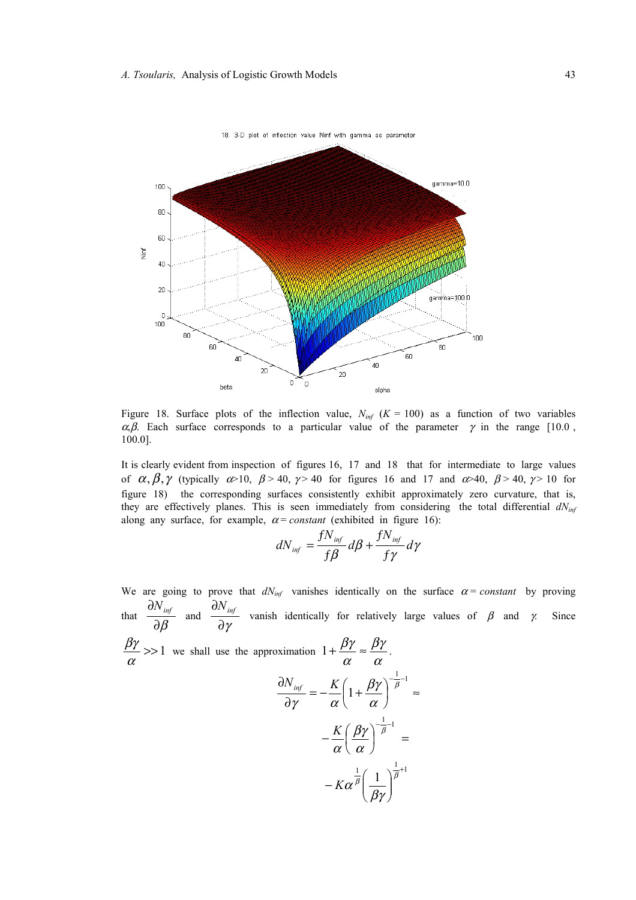Figure 18. Surface plots of the inflection value, $N_{inf}$ ($K$ = 100) as a function of two variables $\alpha,\beta$. Each surface corresponds to a particular value of the parameter $\gamma$ in the range [10.0 , 100.0].

It is clearly evident from inspection of figures 16, 17 and 18 that for intermediate to large values of $\alpha, \beta, \gamma$ (typically $\alpha$>10, $\beta$ > 40, $\gamma$ > 40 for figures 16 and 17 and $\alpha$>40, $\beta$ > 40, $\gamma$ > 10 for figure 18) the corresponding surfaces consistently exhibit approximately zero curvature, that is, they are effectively planes. This is seen immediately from considering the total differential $dN_{inf}$ along any surface, for example, $\alpha = constant$ (exhibited in figure 16):

$$dN_{inf} = \frac{fN_{inf}}{f\beta}d\beta + \frac{fN_{inf}}{f\gamma}d\gamma$$

We are going to prove that $dN_{inf}$ vanishes identically on the surface $\alpha = constant$ by proving that $\frac{\partial N_{inf}}{\partial \beta}$ and $\frac{\partial N_{inf}}{\partial \gamma}$ vanish identically for relatively large values of $\beta$ and $\gamma$. Since $\frac{\beta\gamma}{\alpha} >> 1$ we shall use the approximation $1 + \frac{\beta\gamma}{\alpha} \approx \frac{\beta\gamma}{\alpha}$.

$$\frac{\partial N_{inf}}{\partial \gamma} = -\frac{K}{\alpha}\left(1 + \frac{\beta\gamma}{\alpha}\right)^{-\frac{1}{\beta}-1} \approx$$

$$-\frac{K}{\alpha}\left(\frac{\beta\gamma}{\alpha}\right)^{-\frac{1}{\beta}-1} =$$

$$-K\alpha^{\frac{1}{\beta}}\left(\frac{1}{\beta\gamma}\right)^{\frac{1}{\beta}+1}$$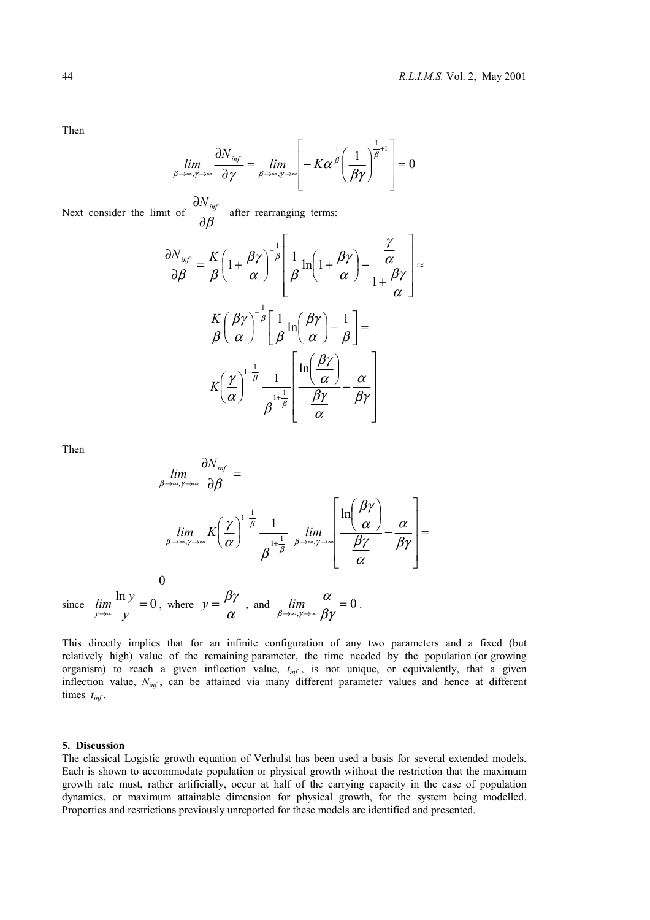Then

$$\lim_{\beta\to\infty,\gamma\to\infty} \frac{\partial N_{inf}}{\partial \gamma} = \lim_{\beta\to\infty,\gamma\to\infty} \left[ -K\alpha^{\frac{1}{\beta}} \left( \frac{1}{\beta\gamma} \right)^{\frac{1}{\beta}+1} \right] = 0$$

Next consider the limit of $\dfrac{\partial N_{inf}}{\partial \beta}$ after rearranging terms:

$$\frac{\partial N_{inf}}{\partial \beta} = \frac{K}{\beta}\left(1+\frac{\beta\gamma}{\alpha}\right)^{-\frac{1}{\beta}} \left[ \frac{1}{\beta}\ln\left(1+\frac{\beta\gamma}{\alpha}\right) - \frac{\frac{\gamma}{\alpha}}{1+\frac{\beta\gamma}{\alpha}} \right] \approx$$

$$\frac{K}{\beta}\left(\frac{\beta\gamma}{\alpha}\right)^{-\frac{1}{\beta}} \left[ \frac{1}{\beta}\ln\left(\frac{\beta\gamma}{\alpha}\right) - \frac{1}{\beta} \right] =$$

$$K\left(\frac{\gamma}{\alpha}\right)^{1-\frac{1}{\beta}} \frac{1}{\beta^{1+\frac{1}{\beta}}} \left[ \frac{\ln\left(\frac{\beta\gamma}{\alpha}\right)}{\frac{\beta\gamma}{\alpha}} - \frac{\alpha}{\beta\gamma} \right]$$

Then

$$\lim_{\beta\to\infty,\gamma\to\infty} \frac{\partial N_{inf}}{\partial \beta} =$$

$$\lim_{\beta\to\infty,\gamma\to\infty} K\left(\frac{\gamma}{\alpha}\right)^{1-\frac{1}{\beta}} \frac{1}{\beta^{1+\frac{1}{\beta}}} \lim_{\beta\to\infty,\gamma\to\infty} \left[ \frac{\ln\left(\frac{\beta\gamma}{\alpha}\right)}{\frac{\beta\gamma}{\alpha}} - \frac{\alpha}{\beta\gamma} \right] =$$

$$0$$

since $\lim_{y\to\infty} \dfrac{\ln y}{y} = 0$, where $y = \dfrac{\beta\gamma}{\alpha}$, and $\lim_{\beta\to\infty,\gamma\to\infty} \dfrac{\alpha}{\beta\gamma} = 0$.

This directly implies that for an infinite configuration of any two parameters and a fixed (but relatively high) value of the remaining parameter, the time needed by the population (or growing organism) to reach a given inflection value, $t_{inf}$, is not unique, or equivalently, that a given inflection value, $N_{inf}$, can be attained via many different parameter values and hence at different times $t_{inf}$.

## 5. Discussion

The classical Logistic growth equation of Verhulst has been used a basis for several extended models. Each is shown to accommodate population or physical growth without the restriction that the maximum growth rate must, rather artificially, occur at half of the carrying capacity in the case of population dynamics, or maximum attainable dimension for physical growth, for the system being modelled. Properties and restrictions previously unreported for these models are identified and presented.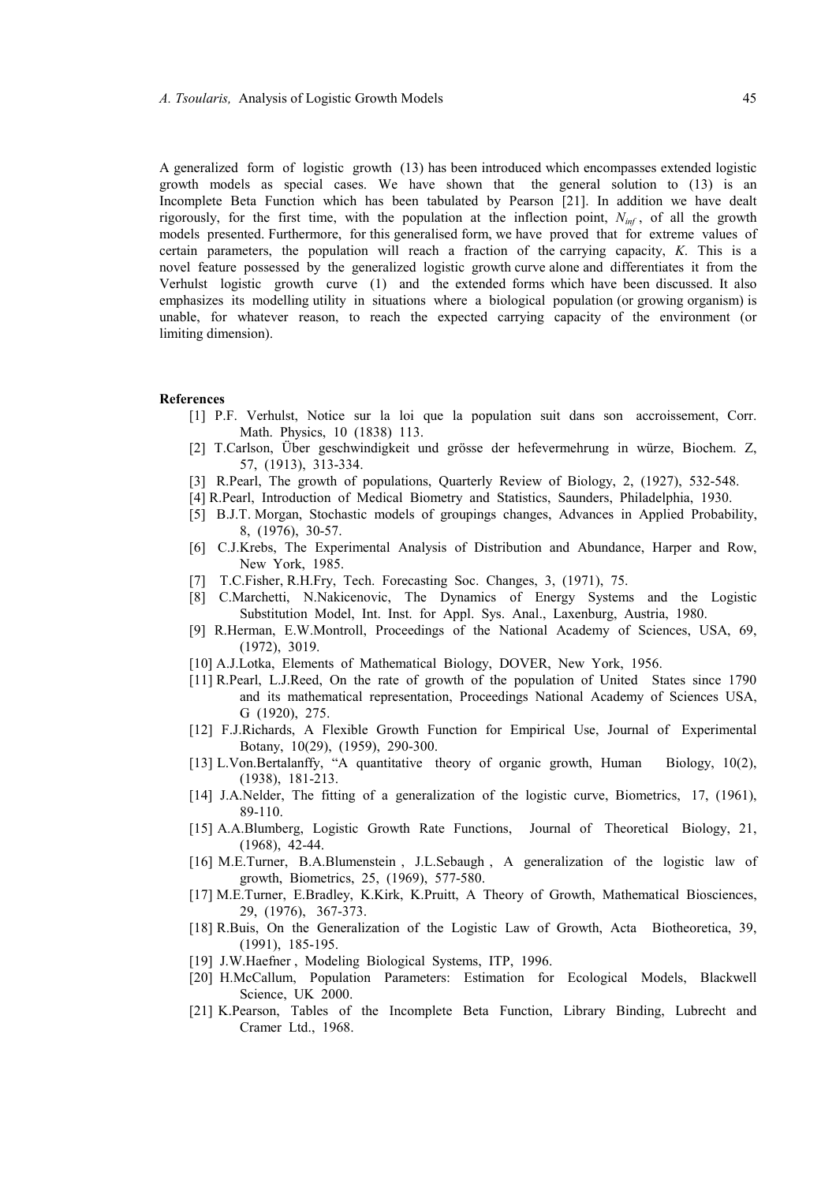A generalized form of logistic growth (13) has been introduced which encompasses extended logistic growth models as special cases. We have shown that the general solution to (13) is an Incomplete Beta Function which has been tabulated by Pearson [21]. In addition we have dealt rigorously, for the first time, with the population at the inflection point, $N_{inf}$, of all the growth models presented. Furthermore, for this generalised form, we have proved that for extreme values of certain parameters, the population will reach a fraction of the carrying capacity, $K$. This is a novel feature possessed by the generalized logistic growth curve alone and differentiates it from the Verhulst logistic growth curve (1) and the extended forms which have been discussed. It also emphasizes its modelling utility in situations where a biological population (or growing organism) is unable, for whatever reason, to reach the expected carrying capacity of the environment (or limiting dimension).

**References**

[1] P.F. Verhulst, Notice sur la loi que la population suit dans son accroissement, Corr. Math. Physics, 10 (1838) 113.

[2] T.Carlson, Über geschwindigkeit und grösse der hefevermehrung in würze, Biochem. Z, 57, (1913), 313-334.

[3] R.Pearl, The growth of populations, Quarterly Review of Biology, 2, (1927), 532-548.

[4] R.Pearl, Introduction of Medical Biometry and Statistics, Saunders, Philadelphia, 1930.

[5] B.J.T. Morgan, Stochastic models of groupings changes, Advances in Applied Probability, 8, (1976), 30-57.

[6] C.J.Krebs, The Experimental Analysis of Distribution and Abundance, Harper and Row, New York, 1985.

[7] T.C.Fisher, R.H.Fry, Tech. Forecasting Soc. Changes, 3, (1971), 75.

[8] C.Marchetti, N.Nakicenovic, The Dynamics of Energy Systems and the Logistic Substitution Model, Int. Inst. for Appl. Sys. Anal., Laxenburg, Austria, 1980.

[9] R.Herman, E.W.Montroll, Proceedings of the National Academy of Sciences, USA, 69, (1972), 3019.

[10] A.J.Lotka, Elements of Mathematical Biology, DOVER, New York, 1956.

[11] R.Pearl, L.J.Reed, On the rate of growth of the population of United States since 1790 and its mathematical representation, Proceedings National Academy of Sciences USA, G (1920), 275.

[12] F.J.Richards, A Flexible Growth Function for Empirical Use, Journal of Experimental Botany, 10(29), (1959), 290-300.

[13] L.Von.Bertalanffy, "A quantitative theory of organic growth, Human Biology, 10(2), (1938), 181-213.

[14] J.A.Nelder, The fitting of a generalization of the logistic curve, Biometrics, 17, (1961), 89-110.

[15] A.A.Blumberg, Logistic Growth Rate Functions, Journal of Theoretical Biology, 21, (1968), 42-44.

[16] M.E.Turner, B.A.Blumenstein , J.L.Sebaugh , A generalization of the logistic law of growth, Biometrics, 25, (1969), 577-580.

[17] M.E.Turner, E.Bradley, K.Kirk, K.Pruitt, A Theory of Growth, Mathematical Biosciences, 29, (1976), 367-373.

[18] R.Buis, On the Generalization of the Logistic Law of Growth, Acta Biotheoretica, 39, (1991), 185-195.

[19] J.W.Haefner , Modeling Biological Systems, ITP, 1996.

[20] H.McCallum, Population Parameters: Estimation for Ecological Models, Blackwell Science, UK 2000.

[21] K.Pearson, Tables of the Incomplete Beta Function, Library Binding, Lubrecht and Cramer Ltd., 1968.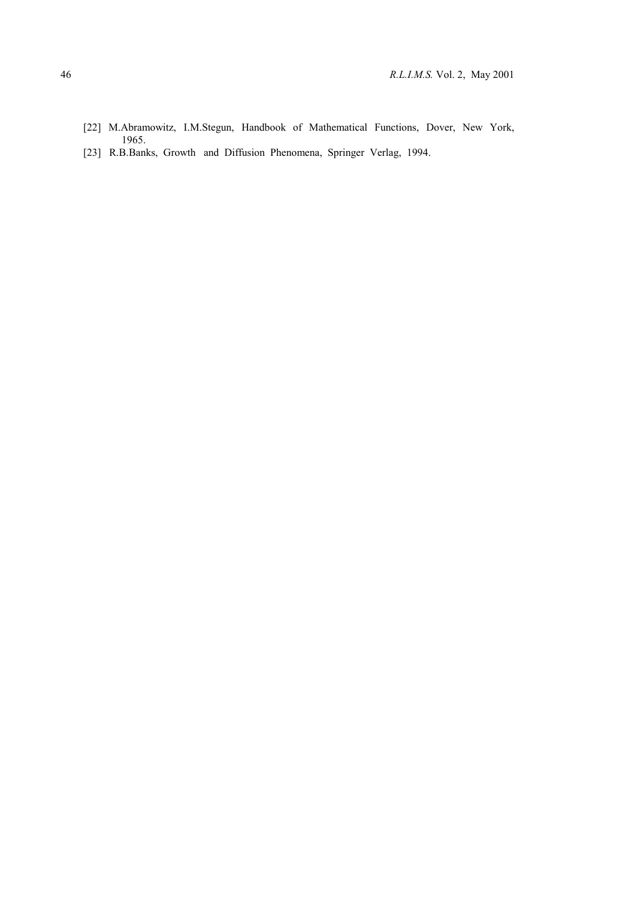[22] M.Abramowitz, I.M.Stegun, Handbook of Mathematical Functions, Dover, New York, 1965.

[23] R.B.Banks, Growth and Diffusion Phenomena, Springer Verlag, 1994.